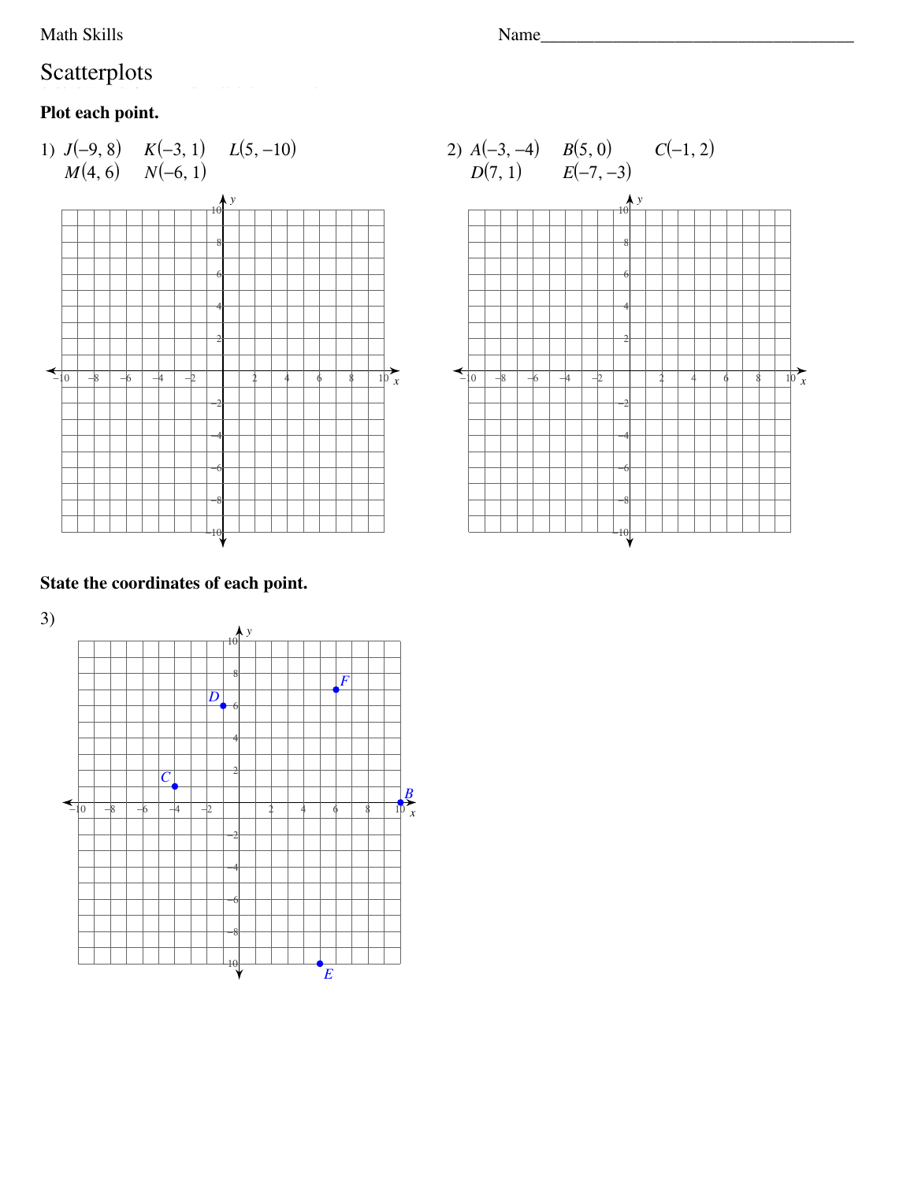Math Skills

Name___________________________________

# Scatterplots

**Plot each point.**

1) $J(-9, 8)$ $K(-3, 1)$ $L(5, -10)$
$M(4, 6)$ $N(-6, 1)$

2) $A(-3, -4)$ $B(5, 0)$ $C(-1, 2)$
$D(7, 1)$ $E(-7, -3)$

**State the coordinates of each point.**

3)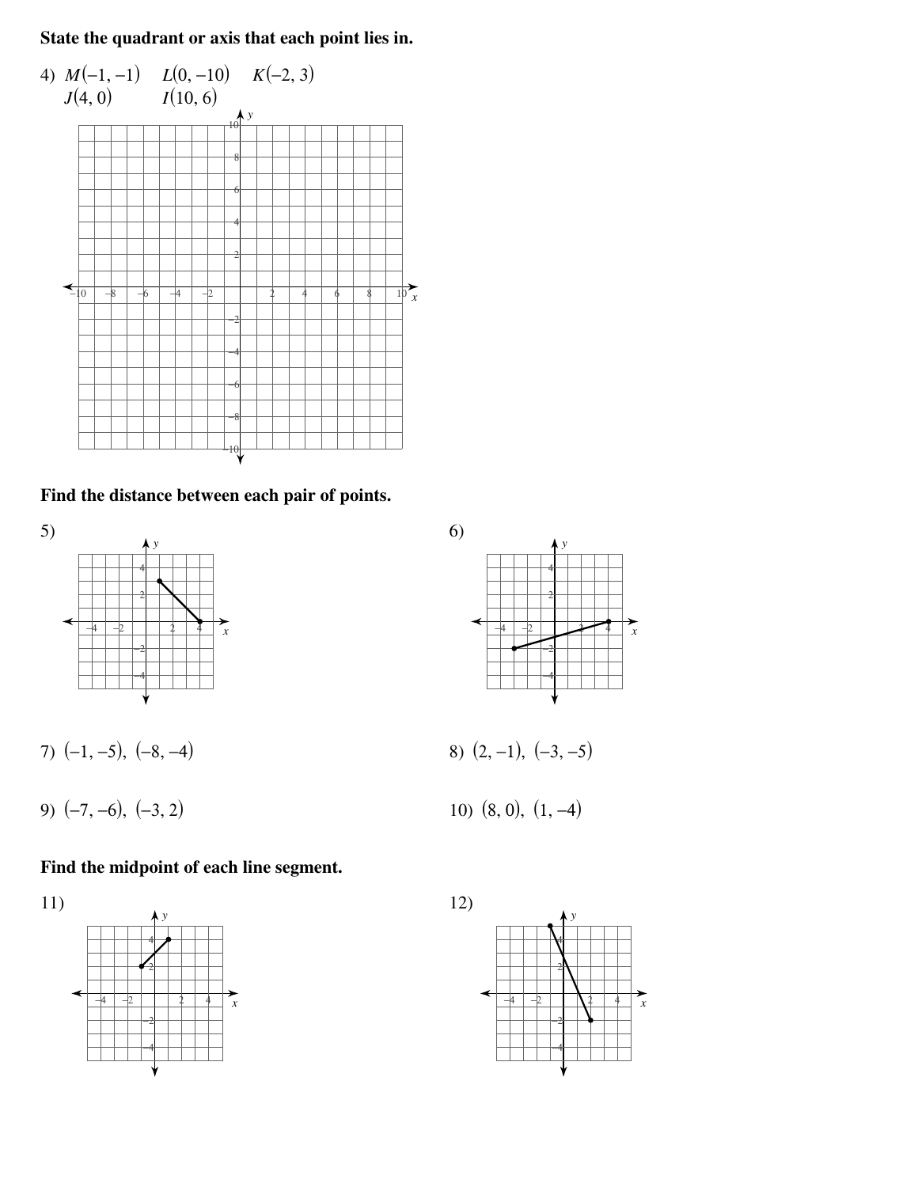**State the quadrant or axis that each point lies in.**

4) $M(-1, -1)$ $L(0, -10)$ $K(-2, 3)$
$J(4, 0)$ $I(10, 6)$

**Find the distance between each pair of points.**

5)

6)

7) $(-1, -5), (-8, -4)$

8) $(2, -1), (-3, -5)$

9) $(-7, -6), (-3, 2)$

10) $(8, 0), (1, -4)$

**Find the midpoint of each line segment.**

11)

12)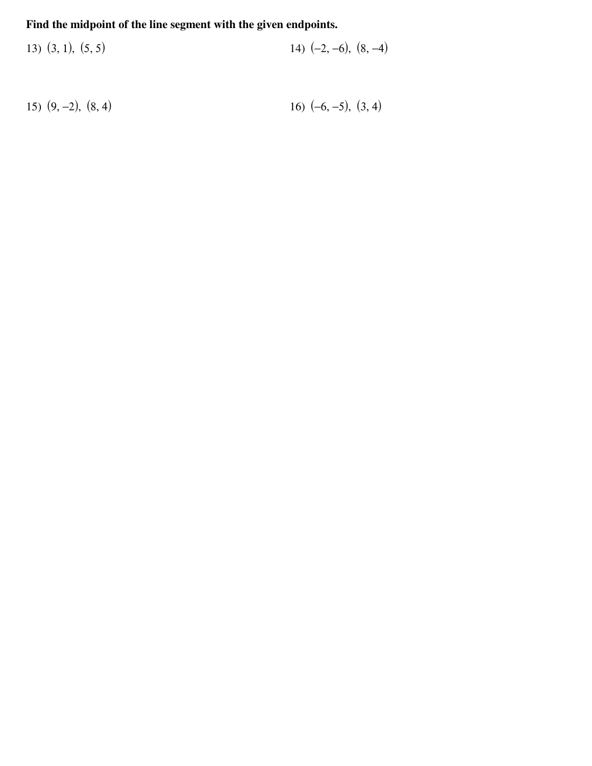**Find the midpoint of the line segment with the given endpoints.**

13) $(3, 1), (5, 5)$

14) $(-2, -6), (8, -4)$

15) $(9, -2), (8, 4)$

16) $(-6, -5), (3, 4)$